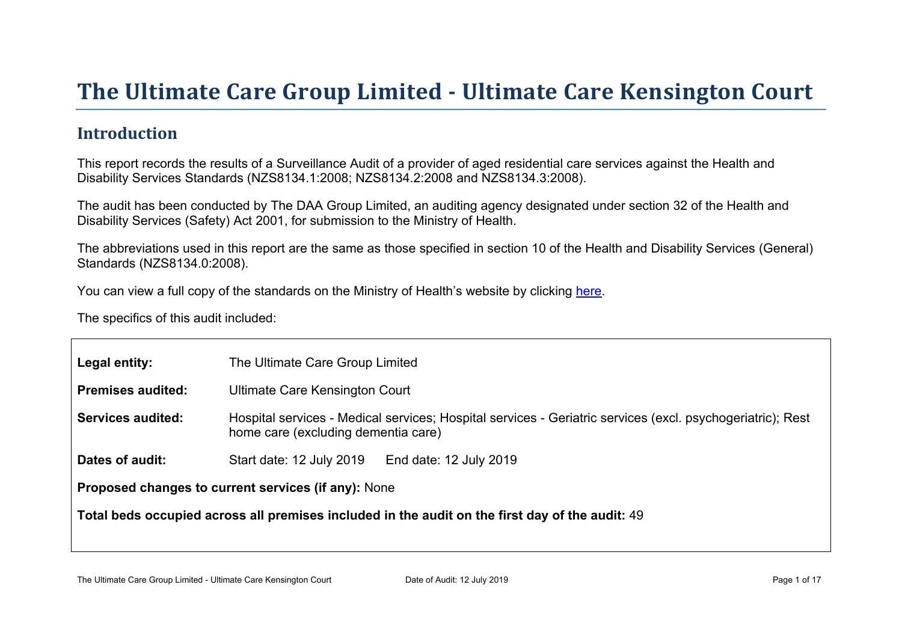# The Ultimate Care Group Limited - Ultimate Care Kensington Court

## Introduction

This report records the results of a Surveillance Audit of a provider of aged residential care services against the Health and Disability Services Standards (NZS8134.1:2008; NZS8134.2:2008 and NZS8134.3:2008).

The audit has been conducted by The DAA Group Limited, an auditing agency designated under section 32 of the Health and Disability Services (Safety) Act 2001, for submission to the Ministry of Health.

The abbreviations used in this report are the same as those specified in section 10 of the Health and Disability Services (General) Standards (NZS8134.0:2008).

You can view a full copy of the standards on the Ministry of Health's website by clicking here.

The specifics of this audit included:

| | |
|---|---|
| **Legal entity:** | The Ultimate Care Group Limited |
| **Premises audited:** | Ultimate Care Kensington Court |
| **Services audited:** | Hospital services - Medical services; Hospital services - Geriatric services (excl. psychogeriatric); Rest home care (excluding dementia care) |
| **Dates of audit:** | Start date: 12 July 2019 End date: 12 July 2019 |

**Proposed changes to current services (if any):** None

**Total beds occupied across all premises included in the audit on the first day of the audit:** 49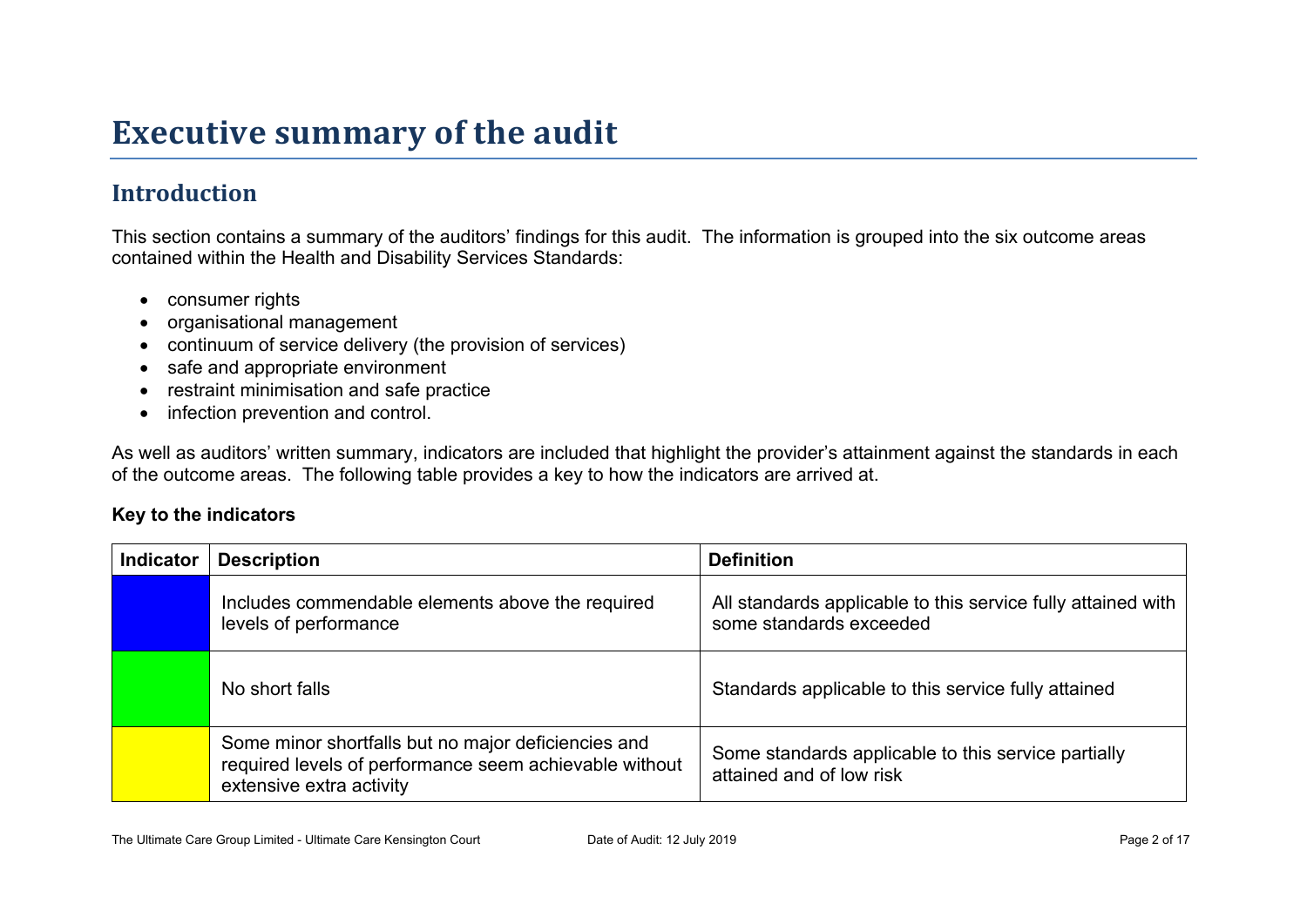# Executive summary of the audit

## Introduction

This section contains a summary of the auditors' findings for this audit. The information is grouped into the six outcome areas contained within the Health and Disability Services Standards:

- consumer rights
- organisational management
- continuum of service delivery (the provision of services)
- safe and appropriate environment
- restraint minimisation and safe practice
- infection prevention and control.

As well as auditors' written summary, indicators are included that highlight the provider's attainment against the standards in each of the outcome areas. The following table provides a key to how the indicators are arrived at.

**Key to the indicators**

| Indicator | Description | Definition |
|---|---|---|
| | Includes commendable elements above the required levels of performance | All standards applicable to this service fully attained with some standards exceeded |
| | No short falls | Standards applicable to this service fully attained |
| | Some minor shortfalls but no major deficiencies and required levels of performance seem achievable without extensive extra activity | Some standards applicable to this service partially attained and of low risk |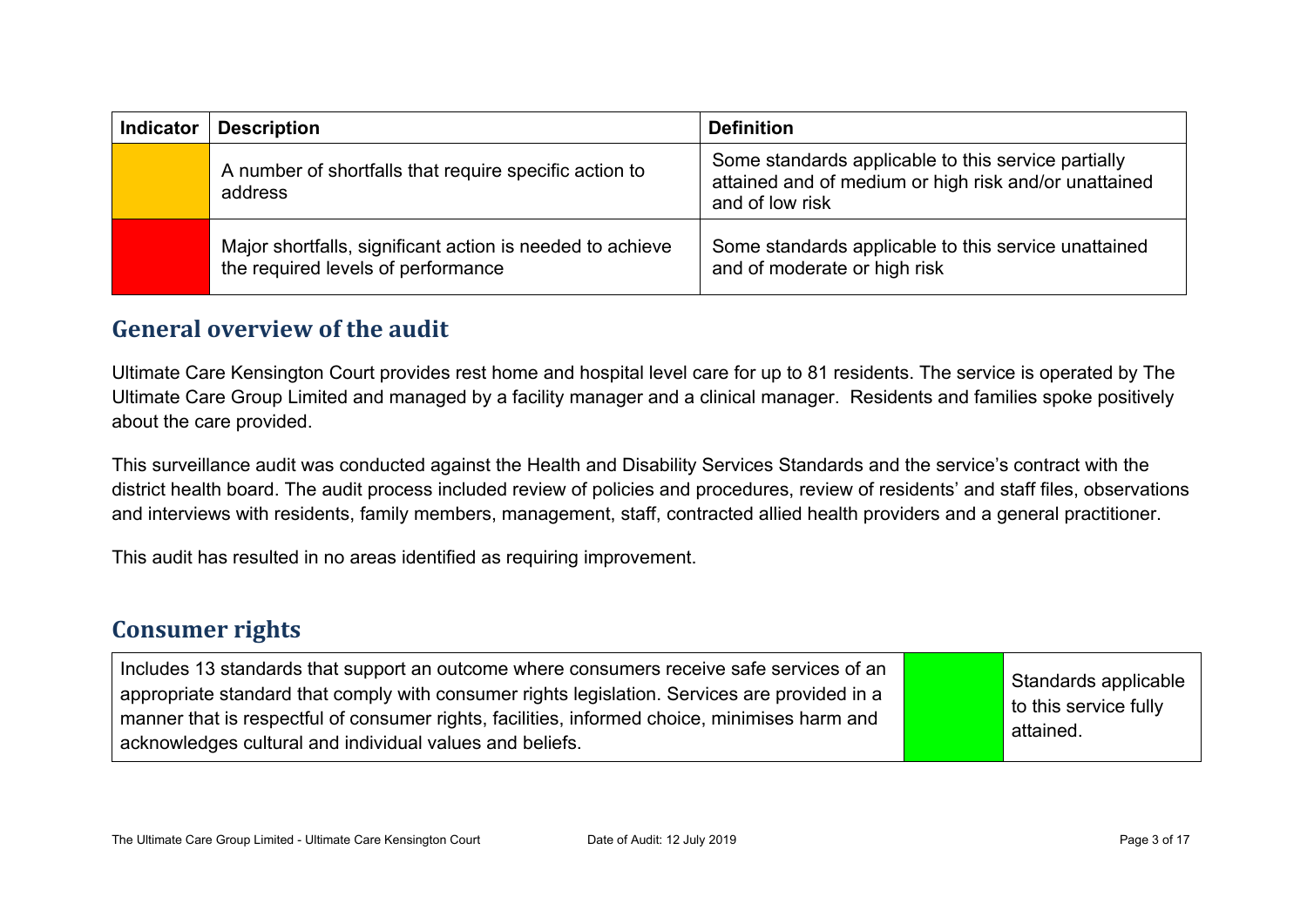| Indicator | Description | Definition |
|---|---|---|
| | A number of shortfalls that require specific action to address | Some standards applicable to this service partially attained and of medium or high risk and/or unattained and of low risk |
| | Major shortfalls, significant action is needed to achieve the required levels of performance | Some standards applicable to this service unattained and of moderate or high risk |

## General overview of the audit

Ultimate Care Kensington Court provides rest home and hospital level care for up to 81 residents. The service is operated by The Ultimate Care Group Limited and managed by a facility manager and a clinical manager. Residents and families spoke positively about the care provided.

This surveillance audit was conducted against the Health and Disability Services Standards and the service's contract with the district health board. The audit process included review of policies and procedures, review of residents' and staff files, observations and interviews with residents, family members, management, staff, contracted allied health providers and a general practitioner.

This audit has resulted in no areas identified as requiring improvement.

## Consumer rights

| | | |
|---|---|---|
| Includes 13 standards that support an outcome where consumers receive safe services of an appropriate standard that comply with consumer rights legislation. Services are provided in a manner that is respectful of consumer rights, facilities, informed choice, minimises harm and acknowledges cultural and individual values and beliefs. | | Standards applicable to this service fully attained. |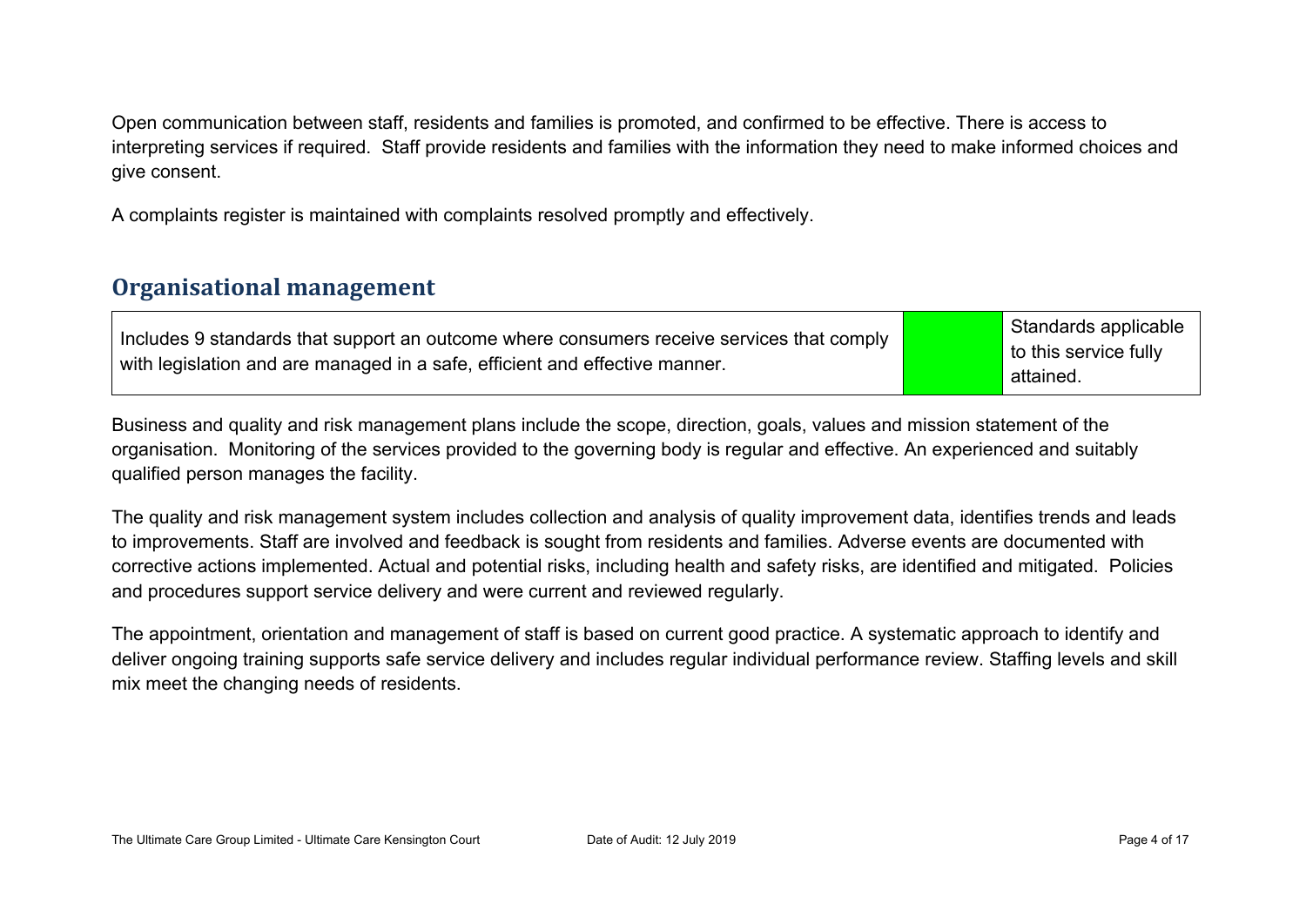Open communication between staff, residents and families is promoted, and confirmed to be effective. There is access to interpreting services if required. Staff provide residents and families with the information they need to make informed choices and give consent.

A complaints register is maintained with complaints resolved promptly and effectively.

## Organisational management

| Includes 9 standards that support an outcome where consumers receive services that comply with legislation and are managed in a safe, efficient and effective manner. | | Standards applicable to this service fully attained. |
|---|---|---|

Business and quality and risk management plans include the scope, direction, goals, values and mission statement of the organisation. Monitoring of the services provided to the governing body is regular and effective. An experienced and suitably qualified person manages the facility.

The quality and risk management system includes collection and analysis of quality improvement data, identifies trends and leads to improvements. Staff are involved and feedback is sought from residents and families. Adverse events are documented with corrective actions implemented. Actual and potential risks, including health and safety risks, are identified and mitigated. Policies and procedures support service delivery and were current and reviewed regularly.

The appointment, orientation and management of staff is based on current good practice. A systematic approach to identify and deliver ongoing training supports safe service delivery and includes regular individual performance review. Staffing levels and skill mix meet the changing needs of residents.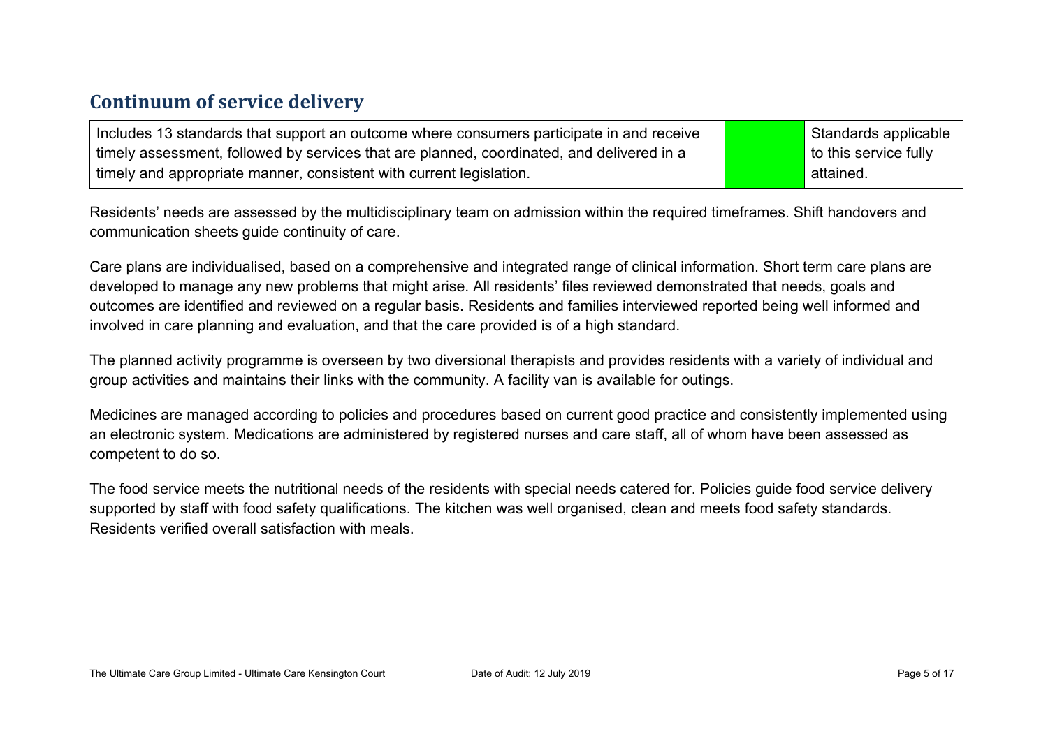## Continuum of service delivery

| Includes 13 standards that support an outcome where consumers participate in and receive timely assessment, followed by services that are planned, coordinated, and delivered in a timely and appropriate manner, consistent with current legislation. | | Standards applicable to this service fully attained. |
|---|---|---|

Residents' needs are assessed by the multidisciplinary team on admission within the required timeframes. Shift handovers and communication sheets guide continuity of care.

Care plans are individualised, based on a comprehensive and integrated range of clinical information. Short term care plans are developed to manage any new problems that might arise. All residents' files reviewed demonstrated that needs, goals and outcomes are identified and reviewed on a regular basis. Residents and families interviewed reported being well informed and involved in care planning and evaluation, and that the care provided is of a high standard.

The planned activity programme is overseen by two diversional therapists and provides residents with a variety of individual and group activities and maintains their links with the community. A facility van is available for outings.

Medicines are managed according to policies and procedures based on current good practice and consistently implemented using an electronic system. Medications are administered by registered nurses and care staff, all of whom have been assessed as competent to do so.

The food service meets the nutritional needs of the residents with special needs catered for. Policies guide food service delivery supported by staff with food safety qualifications. The kitchen was well organised, clean and meets food safety standards. Residents verified overall satisfaction with meals.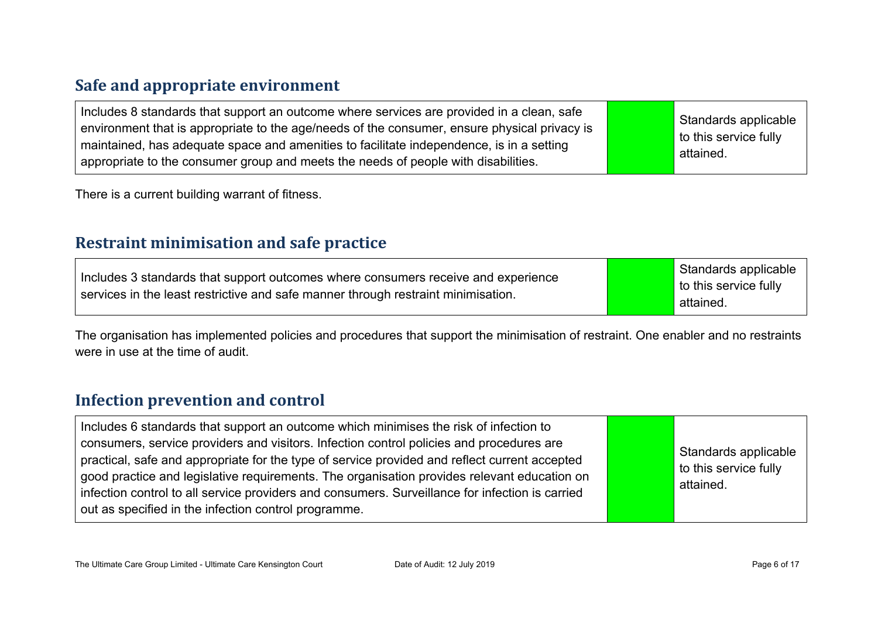## Safe and appropriate environment

| Includes 8 standards that support an outcome where services are provided in a clean, safe environment that is appropriate to the age/needs of the consumer, ensure physical privacy is maintained, has adequate space and amenities to facilitate independence, is in a setting appropriate to the consumer group and meets the needs of people with disabilities. | | Standards applicable to this service fully attained. |
|---|---|---|

There is a current building warrant of fitness.

## Restraint minimisation and safe practice

| Includes 3 standards that support outcomes where consumers receive and experience services in the least restrictive and safe manner through restraint minimisation. | | Standards applicable to this service fully attained. |
|---|---|---|

The organisation has implemented policies and procedures that support the minimisation of restraint. One enabler and no restraints were in use at the time of audit.

## Infection prevention and control

| Includes 6 standards that support an outcome which minimises the risk of infection to consumers, service providers and visitors. Infection control policies and procedures are practical, safe and appropriate for the type of service provided and reflect current accepted good practice and legislative requirements. The organisation provides relevant education on infection control to all service providers and consumers. Surveillance for infection is carried out as specified in the infection control programme. | | Standards applicable to this service fully attained. |
|---|---|---|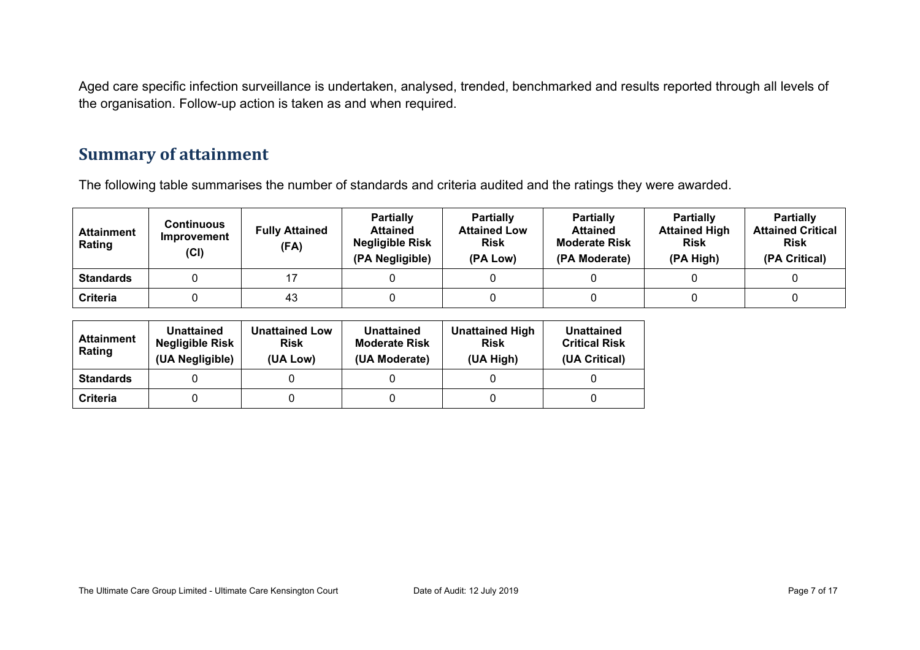Aged care specific infection surveillance is undertaken, analysed, trended, benchmarked and results reported through all levels of the organisation. Follow-up action is taken as and when required.

## Summary of attainment

The following table summarises the number of standards and criteria audited and the ratings they were awarded.

| Attainment Rating | Continuous Improvement (CI) | Fully Attained (FA) | Partially Attained Negligible Risk (PA Negligible) | Partially Attained Low Risk (PA Low) | Partially Attained Moderate Risk (PA Moderate) | Partially Attained High Risk (PA High) | Partially Attained Critical Risk (PA Critical) |
|---|---|---|---|---|---|---|---|
| **Standards** | 0 | 17 | 0 | 0 | 0 | 0 | 0 |
| **Criteria** | 0 | 43 | 0 | 0 | 0 | 0 | 0 |

| Attainment Rating | Unattained Negligible Risk (UA Negligible) | Unattained Low Risk (UA Low) | Unattained Moderate Risk (UA Moderate) | Unattained High Risk (UA High) | Unattained Critical Risk (UA Critical) |
|---|---|---|---|---|---|
| **Standards** | 0 | 0 | 0 | 0 | 0 |
| **Criteria** | 0 | 0 | 0 | 0 | 0 |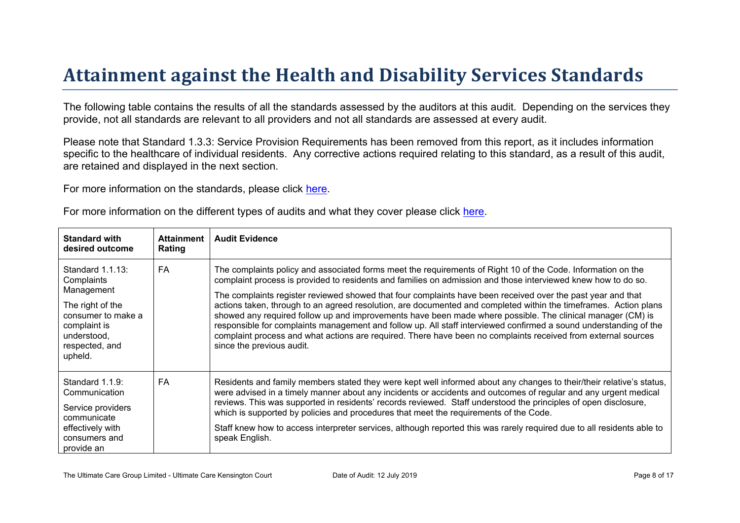# Attainment against the Health and Disability Services Standards

The following table contains the results of all the standards assessed by the auditors at this audit. Depending on the services they provide, not all standards are relevant to all providers and not all standards are assessed at every audit.

Please note that Standard 1.3.3: Service Provision Requirements has been removed from this report, as it includes information specific to the healthcare of individual residents. Any corrective actions required relating to this standard, as a result of this audit, are retained and displayed in the next section.

For more information on the standards, please click here.

For more information on the different types of audits and what they cover please click here.

| Standard with desired outcome | Attainment Rating | Audit Evidence |
|---|---|---|
| Standard 1.1.13: Complaints Management<br><br>The right of the consumer to make a complaint is understood, respected, and upheld. | FA | The complaints policy and associated forms meet the requirements of Right 10 of the Code. Information on the complaint process is provided to residents and families on admission and those interviewed knew how to do so.<br><br>The complaints register reviewed showed that four complaints have been received over the past year and that actions taken, through to an agreed resolution, are documented and completed within the timeframes. Action plans showed any required follow up and improvements have been made where possible. The clinical manager (CM) is responsible for complaints management and follow up. All staff interviewed confirmed a sound understanding of the complaint process and what actions are required. There have been no complaints received from external sources since the previous audit. |
| Standard 1.1.9: Communication<br><br>Service providers communicate effectively with consumers and provide an | FA | Residents and family members stated they were kept well informed about any changes to their/their relative's status, were advised in a timely manner about any incidents or accidents and outcomes of regular and any urgent medical reviews. This was supported in residents' records reviewed. Staff understood the principles of open disclosure, which is supported by policies and procedures that meet the requirements of the Code.<br><br>Staff knew how to access interpreter services, although reported this was rarely required due to all residents able to speak English. |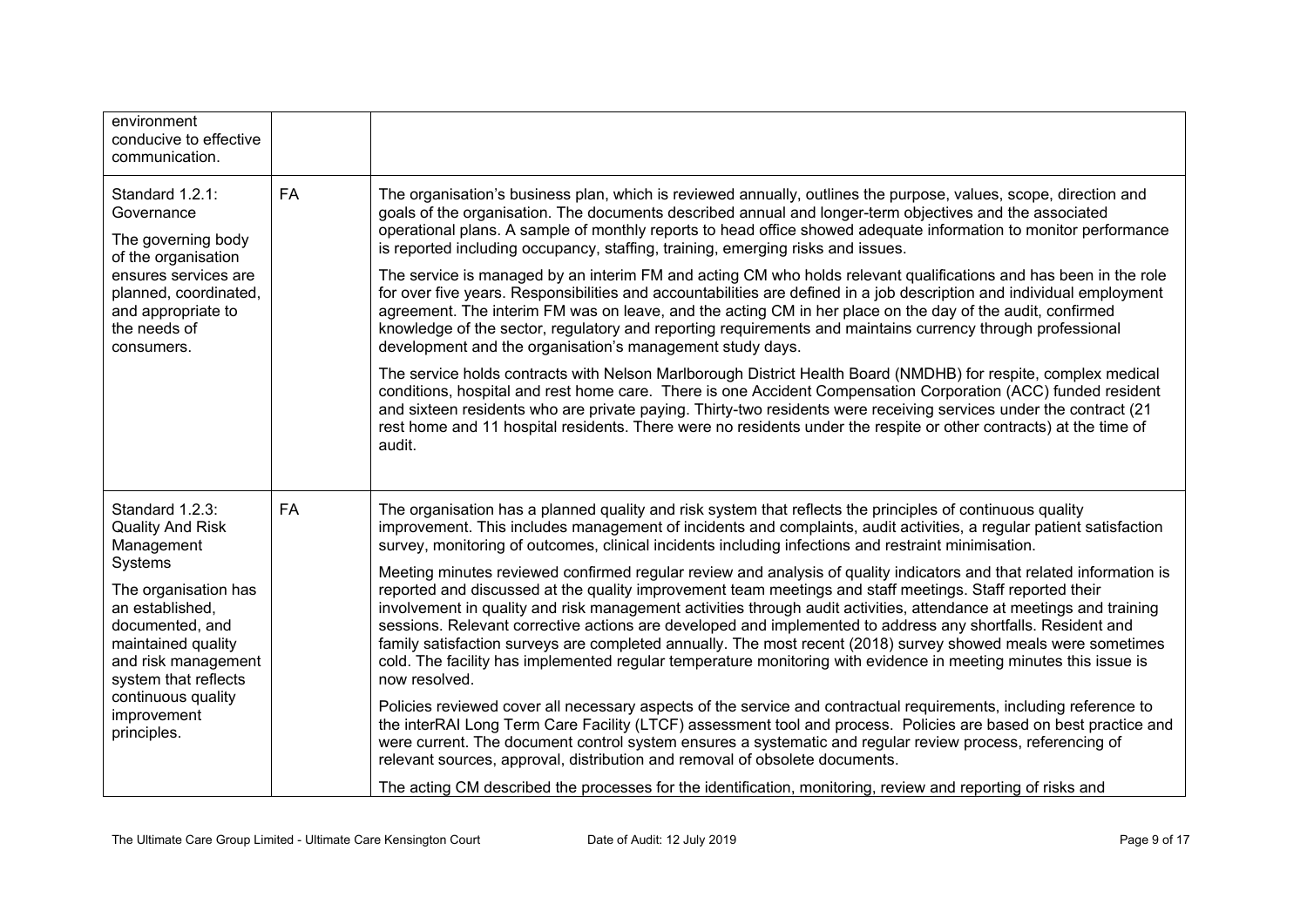| | | |
|---|---|---|
| environment conducive to effective communication. | | |
| Standard 1.2.1: Governance<br><br>The governing body of the organisation ensures services are planned, coordinated, and appropriate to the needs of consumers. | FA | The organisation's business plan, which is reviewed annually, outlines the purpose, values, scope, direction and goals of the organisation. The documents described annual and longer-term objectives and the associated operational plans. A sample of monthly reports to head office showed adequate information to monitor performance is reported including occupancy, staffing, training, emerging risks and issues.<br><br>The service is managed by an interim FM and acting CM who holds relevant qualifications and has been in the role for over five years. Responsibilities and accountabilities are defined in a job description and individual employment agreement. The interim FM was on leave, and the acting CM in her place on the day of the audit, confirmed knowledge of the sector, regulatory and reporting requirements and maintains currency through professional development and the organisation's management study days.<br><br>The service holds contracts with Nelson Marlborough District Health Board (NMDHB) for respite, complex medical conditions, hospital and rest home care. There is one Accident Compensation Corporation (ACC) funded resident and sixteen residents who are private paying. Thirty-two residents were receiving services under the contract (21 rest home and 11 hospital residents. There were no residents under the respite or other contracts) at the time of audit. |
| Standard 1.2.3: Quality And Risk Management Systems<br><br>The organisation has an established, documented, and maintained quality and risk management system that reflects continuous quality improvement principles. | FA | The organisation has a planned quality and risk system that reflects the principles of continuous quality improvement. This includes management of incidents and complaints, audit activities, a regular patient satisfaction survey, monitoring of outcomes, clinical incidents including infections and restraint minimisation.<br><br>Meeting minutes reviewed confirmed regular review and analysis of quality indicators and that related information is reported and discussed at the quality improvement team meetings and staff meetings. Staff reported their involvement in quality and risk management activities through audit activities, attendance at meetings and training sessions. Relevant corrective actions are developed and implemented to address any shortfalls. Resident and family satisfaction surveys are completed annually. The most recent (2018) survey showed meals were sometimes cold. The facility has implemented regular temperature monitoring with evidence in meeting minutes this issue is now resolved.<br><br>Policies reviewed cover all necessary aspects of the service and contractual requirements, including reference to the interRAI Long Term Care Facility (LTCF) assessment tool and process. Policies are based on best practice and were current. The document control system ensures a systematic and regular review process, referencing of relevant sources, approval, distribution and removal of obsolete documents.<br><br>The acting CM described the processes for the identification, monitoring, review and reporting of risks and |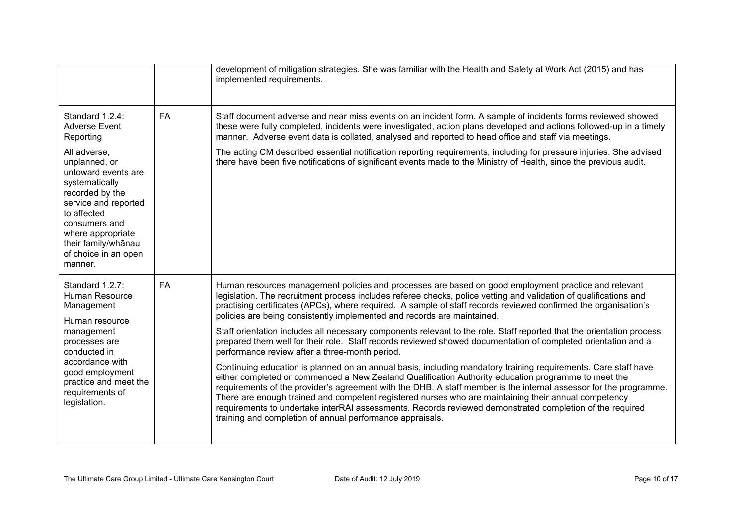| | | |
|---|---|---|
| | | development of mitigation strategies. She was familiar with the Health and Safety at Work Act (2015) and has implemented requirements. |
| Standard 1.2.4: Adverse Event Reporting<br><br>All adverse, unplanned, or untoward events are systematically recorded by the service and reported to affected consumers and where appropriate their family/whānau of choice in an open manner. | FA | Staff document adverse and near miss events on an incident form. A sample of incidents forms reviewed showed these were fully completed, incidents were investigated, action plans developed and actions followed-up in a timely manner. Adverse event data is collated, analysed and reported to head office and staff via meetings.<br><br>The acting CM described essential notification reporting requirements, including for pressure injuries. She advised there have been five notifications of significant events made to the Ministry of Health, since the previous audit. |
| Standard 1.2.7: Human Resource Management<br><br>Human resource management processes are conducted in accordance with good employment practice and meet the requirements of legislation. | FA | Human resources management policies and processes are based on good employment practice and relevant legislation. The recruitment process includes referee checks, police vetting and validation of qualifications and practising certificates (APCs), where required. A sample of staff records reviewed confirmed the organisation's policies are being consistently implemented and records are maintained.<br><br>Staff orientation includes all necessary components relevant to the role. Staff reported that the orientation process prepared them well for their role. Staff records reviewed showed documentation of completed orientation and a performance review after a three-month period.<br><br>Continuing education is planned on an annual basis, including mandatory training requirements. Care staff have either completed or commenced a New Zealand Qualification Authority education programme to meet the requirements of the provider's agreement with the DHB. A staff member is the internal assessor for the programme. There are enough trained and competent registered nurses who are maintaining their annual competency requirements to undertake interRAI assessments. Records reviewed demonstrated completion of the required training and completion of annual performance appraisals. |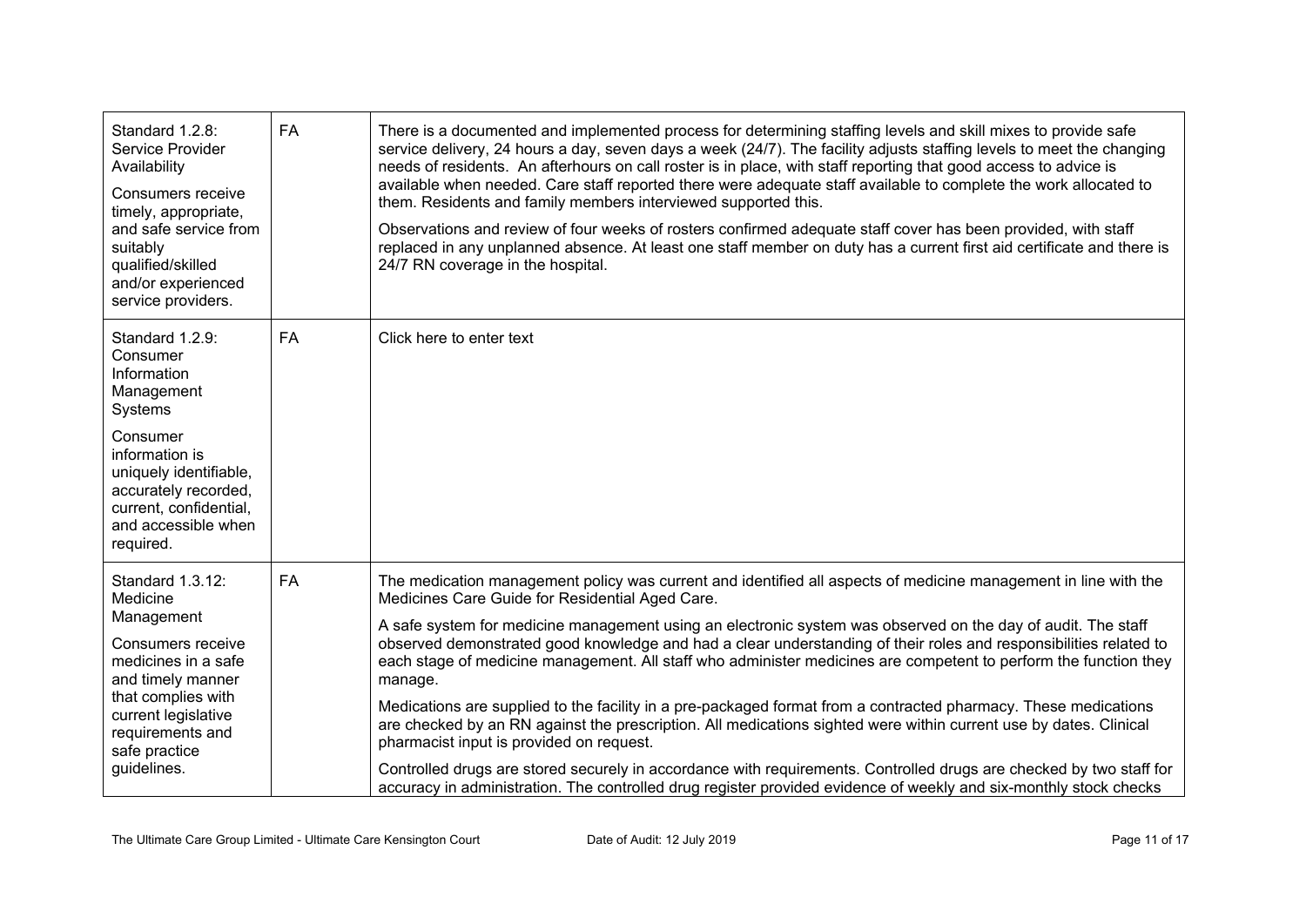| | | |
|---|---|---|
| Standard 1.2.8: Service Provider Availability<br><br>Consumers receive timely, appropriate, and safe service from suitably qualified/skilled and/or experienced service providers. | FA | There is a documented and implemented process for determining staffing levels and skill mixes to provide safe service delivery, 24 hours a day, seven days a week (24/7). The facility adjusts staffing levels to meet the changing needs of residents. An afterhours on call roster is in place, with staff reporting that good access to advice is available when needed. Care staff reported there were adequate staff available to complete the work allocated to them. Residents and family members interviewed supported this.<br><br>Observations and review of four weeks of rosters confirmed adequate staff cover has been provided, with staff replaced in any unplanned absence. At least one staff member on duty has a current first aid certificate and there is 24/7 RN coverage in the hospital. |
| Standard 1.2.9: Consumer Information Management Systems<br><br>Consumer information is uniquely identifiable, accurately recorded, current, confidential, and accessible when required. | FA | Click here to enter text |
| Standard 1.3.12: Medicine Management<br><br>Consumers receive medicines in a safe and timely manner that complies with current legislative requirements and safe practice guidelines. | FA | The medication management policy was current and identified all aspects of medicine management in line with the Medicines Care Guide for Residential Aged Care.<br><br>A safe system for medicine management using an electronic system was observed on the day of audit. The staff observed demonstrated good knowledge and had a clear understanding of their roles and responsibilities related to each stage of medicine management. All staff who administer medicines are competent to perform the function they manage.<br><br>Medications are supplied to the facility in a pre-packaged format from a contracted pharmacy. These medications are checked by an RN against the prescription. All medications sighted were within current use by dates. Clinical pharmacist input is provided on request.<br><br>Controlled drugs are stored securely in accordance with requirements. Controlled drugs are checked by two staff for accuracy in administration. The controlled drug register provided evidence of weekly and six-monthly stock checks |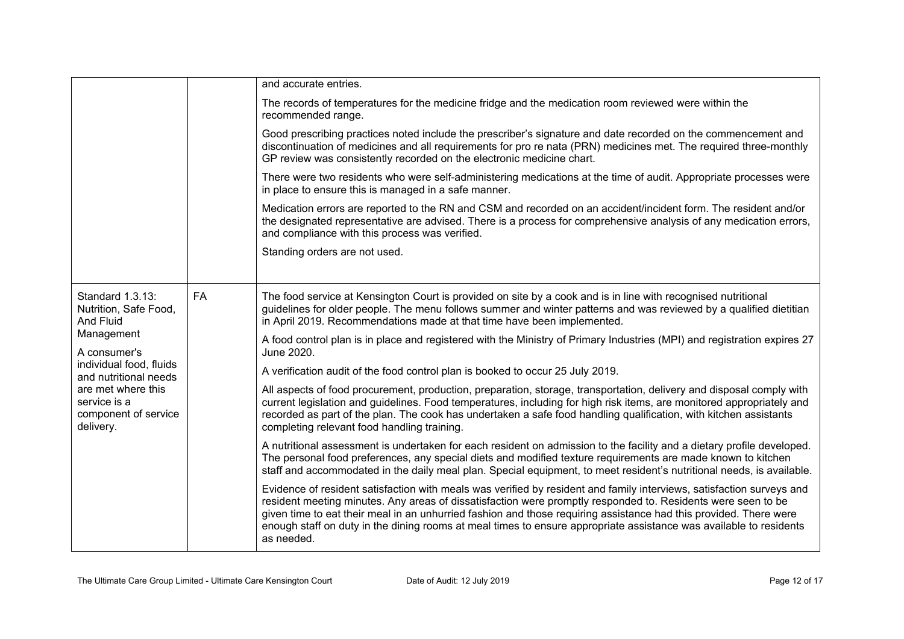| | | |
|---|---|---|
| | | and accurate entries.<br><br>The records of temperatures for the medicine fridge and the medication room reviewed were within the recommended range.<br><br>Good prescribing practices noted include the prescriber's signature and date recorded on the commencement and discontinuation of medicines and all requirements for pro re nata (PRN) medicines met. The required three-monthly GP review was consistently recorded on the electronic medicine chart.<br><br>There were two residents who were self-administering medications at the time of audit. Appropriate processes were in place to ensure this is managed in a safe manner.<br><br>Medication errors are reported to the RN and CSM and recorded on an accident/incident form. The resident and/or the designated representative are advised. There is a process for comprehensive analysis of any medication errors, and compliance with this process was verified.<br><br>Standing orders are not used. |
| Standard 1.3.13: Nutrition, Safe Food, And Fluid Management<br><br>A consumer's individual food, fluids and nutritional needs are met where this service is a component of service delivery. | FA | The food service at Kensington Court is provided on site by a cook and is in line with recognised nutritional guidelines for older people. The menu follows summer and winter patterns and was reviewed by a qualified dietitian in April 2019. Recommendations made at that time have been implemented.<br><br>A food control plan is in place and registered with the Ministry of Primary Industries (MPI) and registration expires 27 June 2020.<br><br>A verification audit of the food control plan is booked to occur 25 July 2019.<br><br>All aspects of food procurement, production, preparation, storage, transportation, delivery and disposal comply with current legislation and guidelines. Food temperatures, including for high risk items, are monitored appropriately and recorded as part of the plan. The cook has undertaken a safe food handling qualification, with kitchen assistants completing relevant food handling training.<br><br>A nutritional assessment is undertaken for each resident on admission to the facility and a dietary profile developed. The personal food preferences, any special diets and modified texture requirements are made known to kitchen staff and accommodated in the daily meal plan. Special equipment, to meet resident's nutritional needs, is available.<br><br>Evidence of resident satisfaction with meals was verified by resident and family interviews, satisfaction surveys and resident meeting minutes. Any areas of dissatisfaction were promptly responded to. Residents were seen to be given time to eat their meal in an unhurried fashion and those requiring assistance had this provided. There were enough staff on duty in the dining rooms at meal times to ensure appropriate assistance was available to residents as needed. |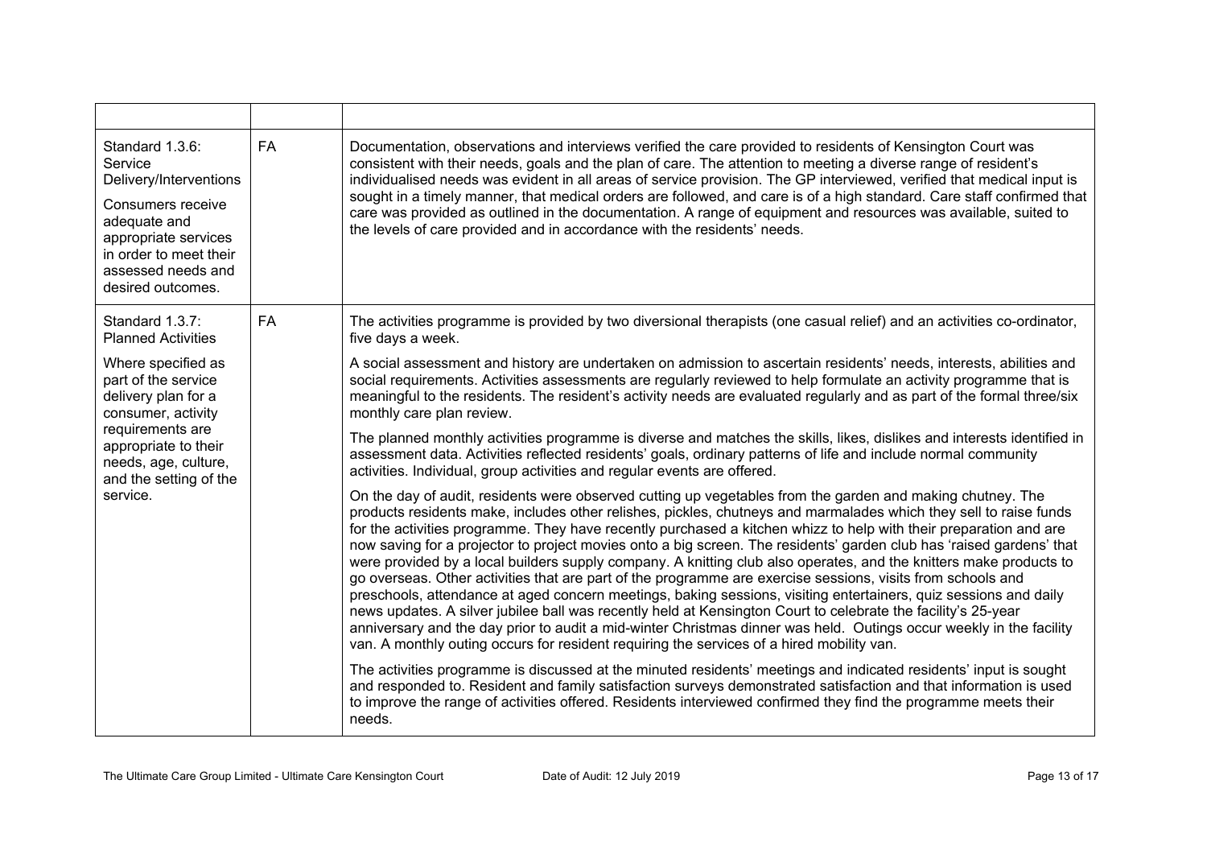| | | |
|---|---|---|
| Standard 1.3.6: Service Delivery/Interventions<br><br>Consumers receive adequate and appropriate services in order to meet their assessed needs and desired outcomes. | FA | Documentation, observations and interviews verified the care provided to residents of Kensington Court was consistent with their needs, goals and the plan of care. The attention to meeting a diverse range of resident's individualised needs was evident in all areas of service provision. The GP interviewed, verified that medical input is sought in a timely manner, that medical orders are followed, and care is of a high standard. Care staff confirmed that care was provided as outlined in the documentation. A range of equipment and resources was available, suited to the levels of care provided and in accordance with the residents' needs. |
| Standard 1.3.7: Planned Activities<br><br>Where specified as part of the service delivery plan for a consumer, activity requirements are appropriate to their needs, age, culture, and the setting of the service. | FA | The activities programme is provided by two diversional therapists (one casual relief) and an activities co-ordinator, five days a week.<br><br>A social assessment and history are undertaken on admission to ascertain residents' needs, interests, abilities and social requirements. Activities assessments are regularly reviewed to help formulate an activity programme that is meaningful to the residents. The resident's activity needs are evaluated regularly and as part of the formal three/six monthly care plan review.<br><br>The planned monthly activities programme is diverse and matches the skills, likes, dislikes and interests identified in assessment data. Activities reflected residents' goals, ordinary patterns of life and include normal community activities. Individual, group activities and regular events are offered.<br><br>On the day of audit, residents were observed cutting up vegetables from the garden and making chutney. The products residents make, includes other relishes, pickles, chutneys and marmalades which they sell to raise funds for the activities programme. They have recently purchased a kitchen whizz to help with their preparation and are now saving for a projector to project movies onto a big screen. The residents' garden club has 'raised gardens' that were provided by a local builders supply company. A knitting club also operates, and the knitters make products to go overseas. Other activities that are part of the programme are exercise sessions, visits from schools and preschools, attendance at aged concern meetings, baking sessions, visiting entertainers, quiz sessions and daily news updates. A silver jubilee ball was recently held at Kensington Court to celebrate the facility's 25-year anniversary and the day prior to audit a mid-winter Christmas dinner was held. Outings occur weekly in the facility van. A monthly outing occurs for resident requiring the services of a hired mobility van.<br><br>The activities programme is discussed at the minuted residents' meetings and indicated residents' input is sought and responded to. Resident and family satisfaction surveys demonstrated satisfaction and that information is used to improve the range of activities offered. Residents interviewed confirmed they find the programme meets their needs. |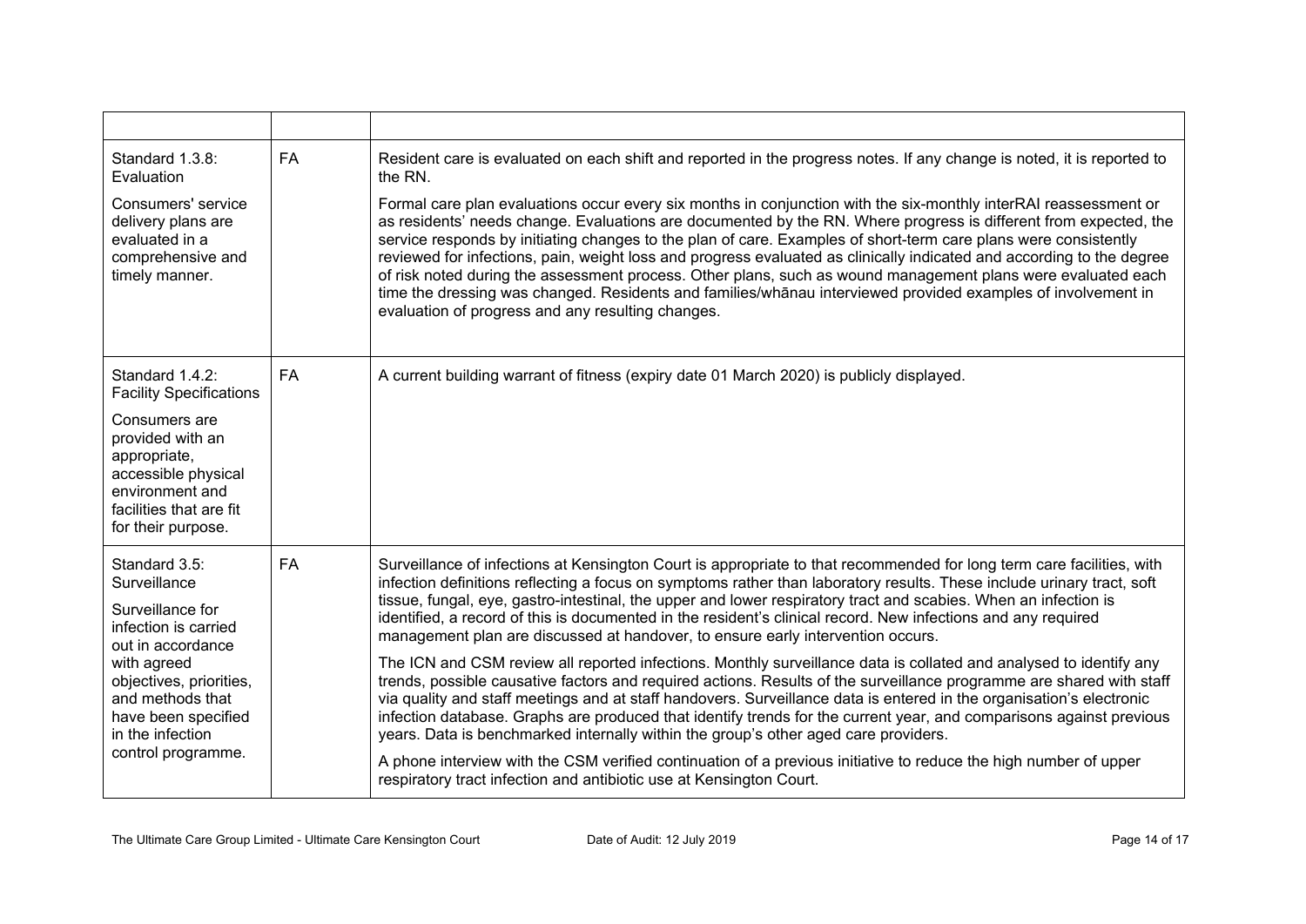| | | |
|---|---|---|
| Standard 1.3.8: Evaluation<br><br>Consumers' service delivery plans are evaluated in a comprehensive and timely manner. | FA | Resident care is evaluated on each shift and reported in the progress notes. If any change is noted, it is reported to the RN.<br><br>Formal care plan evaluations occur every six months in conjunction with the six-monthly interRAI reassessment or as residents' needs change. Evaluations are documented by the RN. Where progress is different from expected, the service responds by initiating changes to the plan of care. Examples of short-term care plans were consistently reviewed for infections, pain, weight loss and progress evaluated as clinically indicated and according to the degree of risk noted during the assessment process. Other plans, such as wound management plans were evaluated each time the dressing was changed. Residents and families/whānau interviewed provided examples of involvement in evaluation of progress and any resulting changes. |
| Standard 1.4.2: Facility Specifications<br><br>Consumers are provided with an appropriate, accessible physical environment and facilities that are fit for their purpose. | FA | A current building warrant of fitness (expiry date 01 March 2020) is publicly displayed. |
| Standard 3.5: Surveillance<br><br>Surveillance for infection is carried out in accordance with agreed objectives, priorities, and methods that have been specified in the infection control programme. | FA | Surveillance of infections at Kensington Court is appropriate to that recommended for long term care facilities, with infection definitions reflecting a focus on symptoms rather than laboratory results. These include urinary tract, soft tissue, fungal, eye, gastro-intestinal, the upper and lower respiratory tract and scabies. When an infection is identified, a record of this is documented in the resident's clinical record. New infections and any required management plan are discussed at handover, to ensure early intervention occurs.<br><br>The ICN and CSM review all reported infections. Monthly surveillance data is collated and analysed to identify any trends, possible causative factors and required actions. Results of the surveillance programme are shared with staff via quality and staff meetings and at staff handovers. Surveillance data is entered in the organisation's electronic infection database. Graphs are produced that identify trends for the current year, and comparisons against previous years. Data is benchmarked internally within the group's other aged care providers.<br><br>A phone interview with the CSM verified continuation of a previous initiative to reduce the high number of upper respiratory tract infection and antibiotic use at Kensington Court. |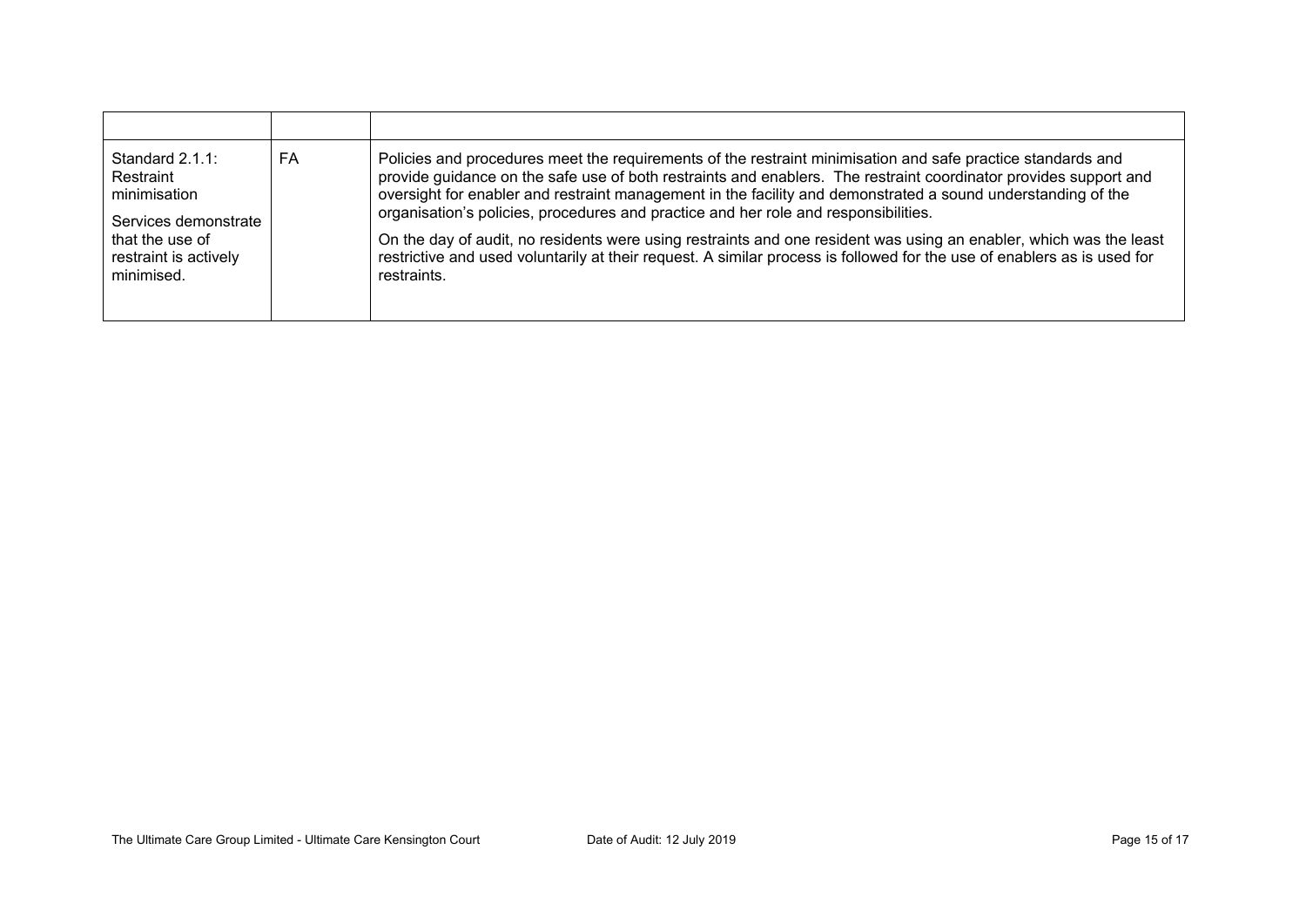| | | |
|---|---|---|
| Standard 2.1.1: Restraint minimisation<br><br>Services demonstrate that the use of restraint is actively minimised. | FA | Policies and procedures meet the requirements of the restraint minimisation and safe practice standards and provide guidance on the safe use of both restraints and enablers. The restraint coordinator provides support and oversight for enabler and restraint management in the facility and demonstrated a sound understanding of the organisation's policies, procedures and practice and her role and responsibilities.<br><br>On the day of audit, no residents were using restraints and one resident was using an enabler, which was the least restrictive and used voluntarily at their request. A similar process is followed for the use of enablers as is used for restraints. |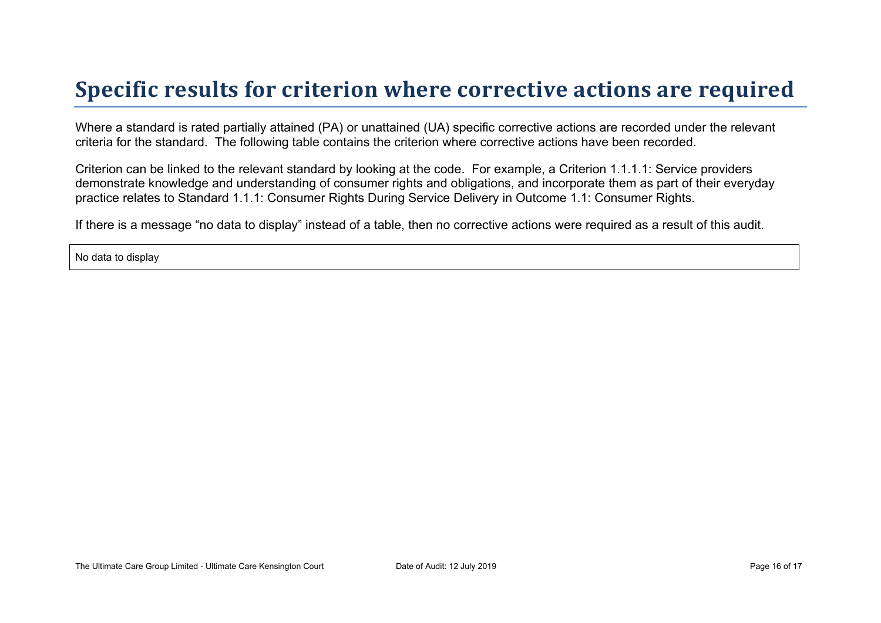# Specific results for criterion where corrective actions are required

Where a standard is rated partially attained (PA) or unattained (UA) specific corrective actions are recorded under the relevant criteria for the standard. The following table contains the criterion where corrective actions have been recorded.

Criterion can be linked to the relevant standard by looking at the code. For example, a Criterion 1.1.1.1: Service providers demonstrate knowledge and understanding of consumer rights and obligations, and incorporate them as part of their everyday practice relates to Standard 1.1.1: Consumer Rights During Service Delivery in Outcome 1.1: Consumer Rights.

If there is a message “no data to display” instead of a table, then no corrective actions were required as a result of this audit.

No data to display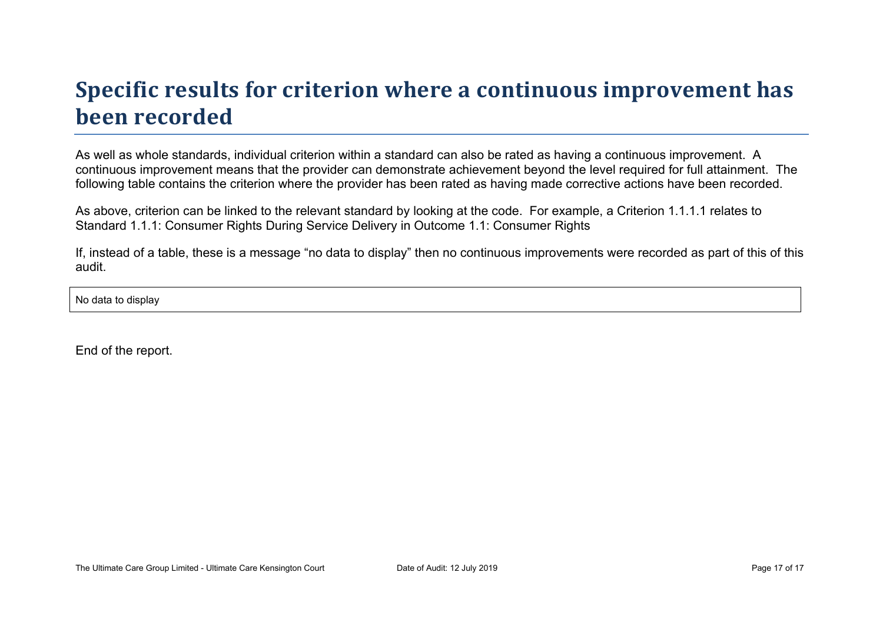# Specific results for criterion where a continuous improvement has been recorded

As well as whole standards, individual criterion within a standard can also be rated as having a continuous improvement. A continuous improvement means that the provider can demonstrate achievement beyond the level required for full attainment. The following table contains the criterion where the provider has been rated as having made corrective actions have been recorded.

As above, criterion can be linked to the relevant standard by looking at the code. For example, a Criterion 1.1.1.1 relates to Standard 1.1.1: Consumer Rights During Service Delivery in Outcome 1.1: Consumer Rights

If, instead of a table, these is a message “no data to display” then no continuous improvements were recorded as part of this of this audit.

No data to display

End of the report.